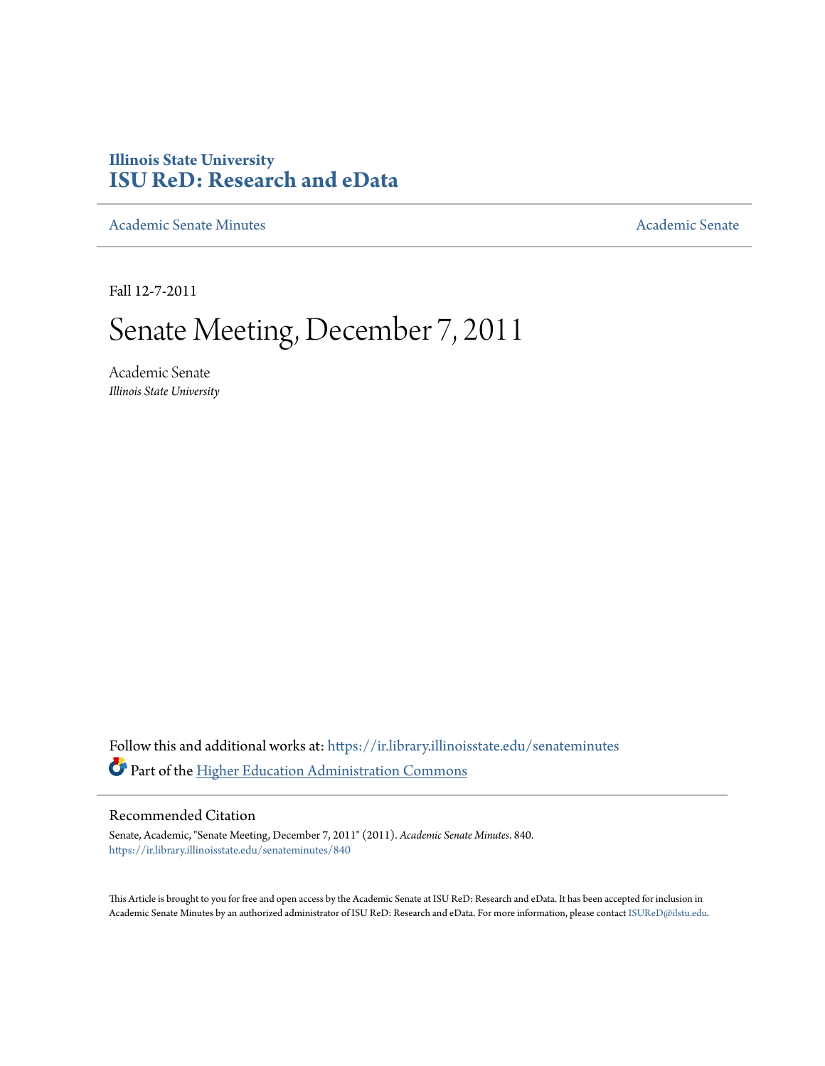Illinois State University

# ISU ReD: Research and eData

Academic Senate Minutes | Academic Senate

Fall 12-7-2011

# Senate Meeting, December 7, 2011

Academic Senate

*Illinois State University*

Follow this and additional works at: https://ir.library.illinoisstate.edu/senateminutes

Part of the Higher Education Administration Commons

## Recommended Citation

Senate, Academic, "Senate Meeting, December 7, 2011" (2011). *Academic Senate Minutes*. 840.
https://ir.library.illinoisstate.edu/senateminutes/840

This Article is brought to you for free and open access by the Academic Senate at ISU ReD: Research and eData. It has been accepted for inclusion in Academic Senate Minutes by an authorized administrator of ISU ReD: Research and eData. For more information, please contact ISUReD@ilstu.edu.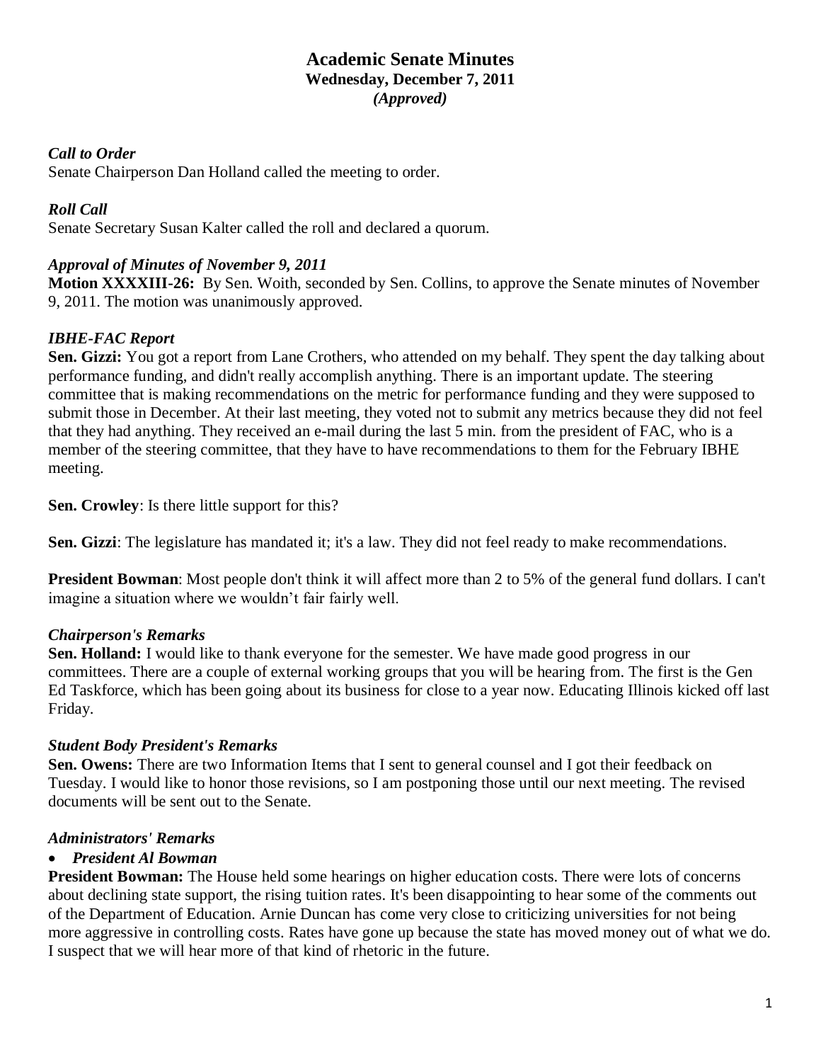# Academic Senate Minutes

**Wednesday, December 7, 2011**

***(Approved)***

### *Call to Order*

Senate Chairperson Dan Holland called the meeting to order.

### *Roll Call*

Senate Secretary Susan Kalter called the roll and declared a quorum.

### *Approval of Minutes of November 9, 2011*

**Motion XXXXIII-26:** By Sen. Woith, seconded by Sen. Collins, to approve the Senate minutes of November 9, 2011. The motion was unanimously approved.

### *IBHE-FAC Report*

**Sen. Gizzi:** You got a report from Lane Crothers, who attended on my behalf. They spent the day talking about performance funding, and didn't really accomplish anything. There is an important update. The steering committee that is making recommendations on the metric for performance funding and they were supposed to submit those in December. At their last meeting, they voted not to submit any metrics because they did not feel that they had anything. They received an e-mail during the last 5 min. from the president of FAC, who is a member of the steering committee, that they have to have recommendations to them for the February IBHE meeting.

**Sen. Crowley**: Is there little support for this?

**Sen. Gizzi**: The legislature has mandated it; it's a law. They did not feel ready to make recommendations.

**President Bowman**: Most people don't think it will affect more than 2 to 5% of the general fund dollars. I can't imagine a situation where we wouldn't fair fairly well.

### *Chairperson's Remarks*

**Sen. Holland:** I would like to thank everyone for the semester. We have made good progress in our committees. There are a couple of external working groups that you will be hearing from. The first is the Gen Ed Taskforce, which has been going about its business for close to a year now. Educating Illinois kicked off last Friday.

### *Student Body President's Remarks*

**Sen. Owens:** There are two Information Items that I sent to general counsel and I got their feedback on Tuesday. I would like to honor those revisions, so I am postponing those until our next meeting. The revised documents will be sent out to the Senate.

### *Administrators' Remarks*

- ***President Al Bowman***

**President Bowman:** The House held some hearings on higher education costs. There were lots of concerns about declining state support, the rising tuition rates. It's been disappointing to hear some of the comments out of the Department of Education. Arnie Duncan has come very close to criticizing universities for not being more aggressive in controlling costs. Rates have gone up because the state has moved money out of what we do. I suspect that we will hear more of that kind of rhetoric in the future.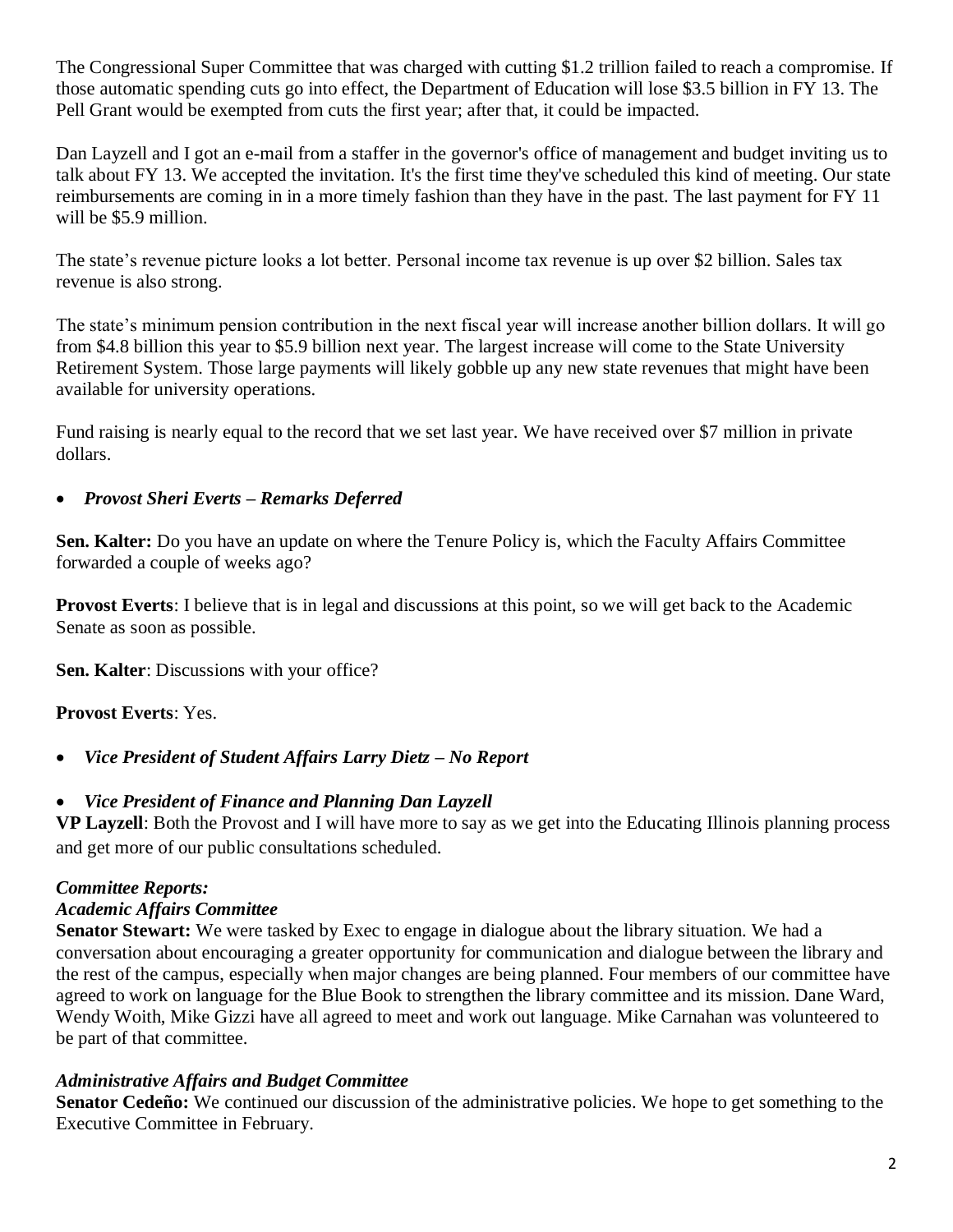The Congressional Super Committee that was charged with cutting $1.2 trillion failed to reach a compromise. If those automatic spending cuts go into effect, the Department of Education will lose $3.5 billion in FY 13. The Pell Grant would be exempted from cuts the first year; after that, it could be impacted.

Dan Layzell and I got an e-mail from a staffer in the governor's office of management and budget inviting us to talk about FY 13. We accepted the invitation. It's the first time they've scheduled this kind of meeting. Our state reimbursements are coming in in a more timely fashion than they have in the past. The last payment for FY 11 will be $5.9 million.

The state's revenue picture looks a lot better. Personal income tax revenue is up over $2 billion. Sales tax revenue is also strong.

The state's minimum pension contribution in the next fiscal year will increase another billion dollars. It will go from $4.8 billion this year to $5.9 billion next year. The largest increase will come to the State University Retirement System. Those large payments will likely gobble up any new state revenues that might have been available for university operations.

Fund raising is nearly equal to the record that we set last year. We have received over $7 million in private dollars.

- ***Provost Sheri Everts – Remarks Deferred***

**Sen. Kalter:** Do you have an update on where the Tenure Policy is, which the Faculty Affairs Committee forwarded a couple of weeks ago?

**Provost Everts**: I believe that is in legal and discussions at this point, so we will get back to the Academic Senate as soon as possible.

**Sen. Kalter**: Discussions with your office?

**Provost Everts**: Yes.

- ***Vice President of Student Affairs Larry Dietz – No Report***

- ***Vice President of Finance and Planning Dan Layzell***

**VP Layzell**: Both the Provost and I will have more to say as we get into the Educating Illinois planning process and get more of our public consultations scheduled.

***Committee Reports:***

***Academic Affairs Committee***

**Senator Stewart:** We were tasked by Exec to engage in dialogue about the library situation. We had a conversation about encouraging a greater opportunity for communication and dialogue between the library and the rest of the campus, especially when major changes are being planned. Four members of our committee have agreed to work on language for the Blue Book to strengthen the library committee and its mission. Dane Ward, Wendy Woith, Mike Gizzi have all agreed to meet and work out language. Mike Carnahan was volunteered to be part of that committee.

***Administrative Affairs and Budget Committee***

**Senator Cedeño:** We continued our discussion of the administrative policies. We hope to get something to the Executive Committee in February.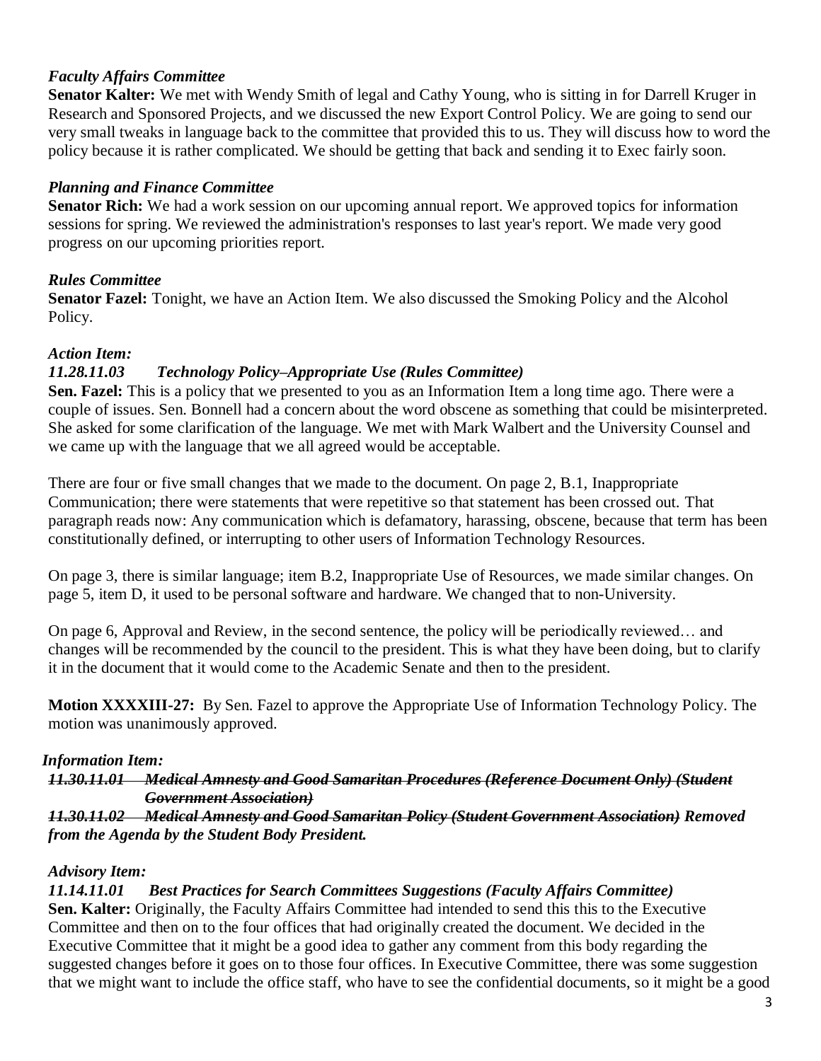*Faculty Affairs Committee*

**Senator Kalter:** We met with Wendy Smith of legal and Cathy Young, who is sitting in for Darrell Kruger in Research and Sponsored Projects, and we discussed the new Export Control Policy. We are going to send our very small tweaks in language back to the committee that provided this to us. They will discuss how to word the policy because it is rather complicated. We should be getting that back and sending it to Exec fairly soon.

*Planning and Finance Committee*

**Senator Rich:** We had a work session on our upcoming annual report. We approved topics for information sessions for spring. We reviewed the administration's responses to last year's report. We made very good progress on our upcoming priorities report.

*Rules Committee*

**Senator Fazel:** Tonight, we have an Action Item. We also discussed the Smoking Policy and the Alcohol Policy.

*Action Item:*

*11.28.11.03 Technology Policy–Appropriate Use (Rules Committee)*

**Sen. Fazel:** This is a policy that we presented to you as an Information Item a long time ago. There were a couple of issues. Sen. Bonnell had a concern about the word obscene as something that could be misinterpreted. She asked for some clarification of the language. We met with Mark Walbert and the University Counsel and we came up with the language that we all agreed would be acceptable.

There are four or five small changes that we made to the document. On page 2, B.1, Inappropriate Communication; there were statements that were repetitive so that statement has been crossed out. That paragraph reads now: Any communication which is defamatory, harassing, obscene, because that term has been constitutionally defined, or interrupting to other users of Information Technology Resources.

On page 3, there is similar language; item B.2, Inappropriate Use of Resources, we made similar changes. On page 5, item D, it used to be personal software and hardware. We changed that to non-University.

On page 6, Approval and Review, in the second sentence, the policy will be periodically reviewed… and changes will be recommended by the council to the president. This is what they have been doing, but to clarify it in the document that it would come to the Academic Senate and then to the president.

**Motion XXXXIII-27:** By Sen. Fazel to approve the Appropriate Use of Information Technology Policy. The motion was unanimously approved.

*Information Item:*

***~~11.30.11.01 Medical Amnesty and Good Samaritan Procedures (Reference Document Only) (Student Government Association)~~***

***~~11.30.11.02 Medical Amnesty and Good Samaritan Policy (Student Government Association)~~ Removed from the Agenda by the Student Body President.***

*Advisory Item:*

*11.14.11.01 Best Practices for Search Committees Suggestions (Faculty Affairs Committee)*

**Sen. Kalter:** Originally, the Faculty Affairs Committee had intended to send this this to the Executive Committee and then on to the four offices that had originally created the document. We decided in the Executive Committee that it might be a good idea to gather any comment from this body regarding the suggested changes before it goes on to those four offices. In Executive Committee, there was some suggestion that we might want to include the office staff, who have to see the confidential documents, so it might be a good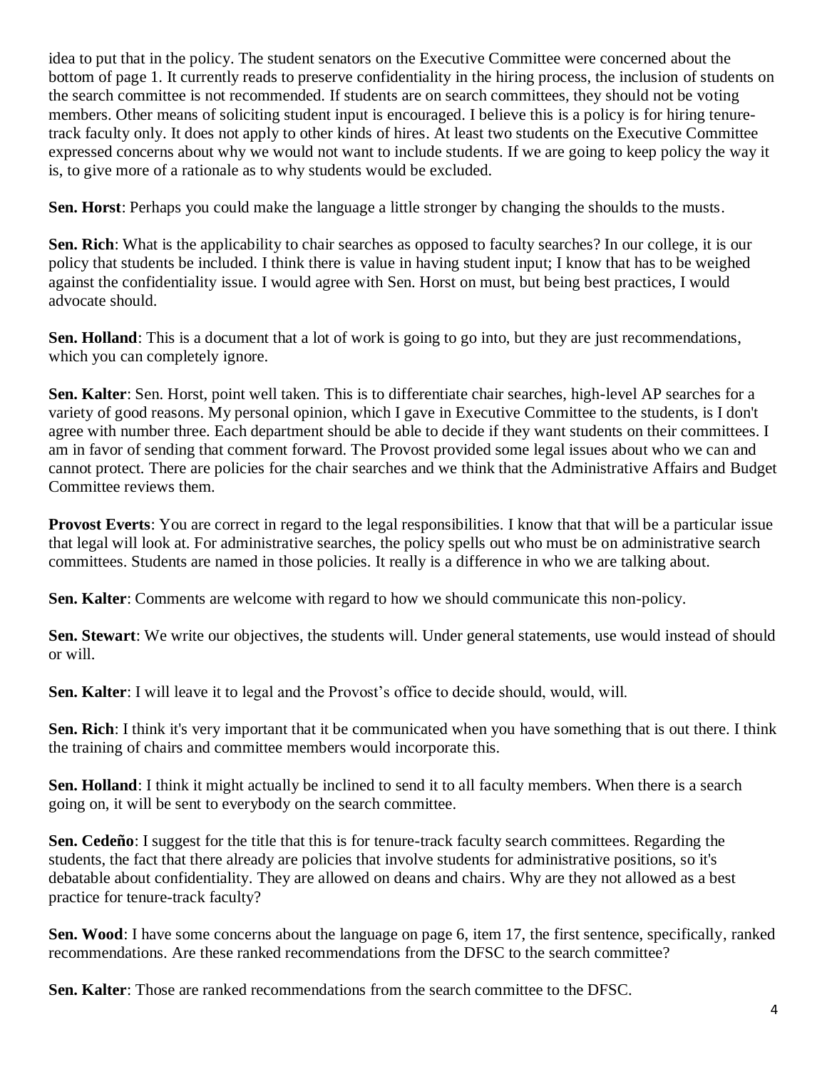idea to put that in the policy. The student senators on the Executive Committee were concerned about the bottom of page 1. It currently reads to preserve confidentiality in the hiring process, the inclusion of students on the search committee is not recommended. If students are on search committees, they should not be voting members. Other means of soliciting student input is encouraged. I believe this is a policy is for hiring tenure-track faculty only. It does not apply to other kinds of hires. At least two students on the Executive Committee expressed concerns about why we would not want to include students. If we are going to keep policy the way it is, to give more of a rationale as to why students would be excluded.

**Sen. Horst**: Perhaps you could make the language a little stronger by changing the shoulds to the musts.

**Sen. Rich**: What is the applicability to chair searches as opposed to faculty searches? In our college, it is our policy that students be included. I think there is value in having student input; I know that has to be weighed against the confidentiality issue. I would agree with Sen. Horst on must, but being best practices, I would advocate should.

**Sen. Holland**: This is a document that a lot of work is going to go into, but they are just recommendations, which you can completely ignore.

**Sen. Kalter**: Sen. Horst, point well taken. This is to differentiate chair searches, high-level AP searches for a variety of good reasons. My personal opinion, which I gave in Executive Committee to the students, is I don't agree with number three. Each department should be able to decide if they want students on their committees. I am in favor of sending that comment forward. The Provost provided some legal issues about who we can and cannot protect. There are policies for the chair searches and we think that the Administrative Affairs and Budget Committee reviews them.

**Provost Everts**: You are correct in regard to the legal responsibilities. I know that that will be a particular issue that legal will look at. For administrative searches, the policy spells out who must be on administrative search committees. Students are named in those policies. It really is a difference in who we are talking about.

**Sen. Kalter**: Comments are welcome with regard to how we should communicate this non-policy.

**Sen. Stewart**: We write our objectives, the students will. Under general statements, use would instead of should or will.

**Sen. Kalter**: I will leave it to legal and the Provost's office to decide should, would, will.

**Sen. Rich**: I think it's very important that it be communicated when you have something that is out there. I think the training of chairs and committee members would incorporate this.

**Sen. Holland**: I think it might actually be inclined to send it to all faculty members. When there is a search going on, it will be sent to everybody on the search committee.

**Sen. Cedeño**: I suggest for the title that this is for tenure-track faculty search committees. Regarding the students, the fact that there already are policies that involve students for administrative positions, so it's debatable about confidentiality. They are allowed on deans and chairs. Why are they not allowed as a best practice for tenure-track faculty?

**Sen. Wood**: I have some concerns about the language on page 6, item 17, the first sentence, specifically, ranked recommendations. Are these ranked recommendations from the DFSC to the search committee?

**Sen. Kalter**: Those are ranked recommendations from the search committee to the DFSC.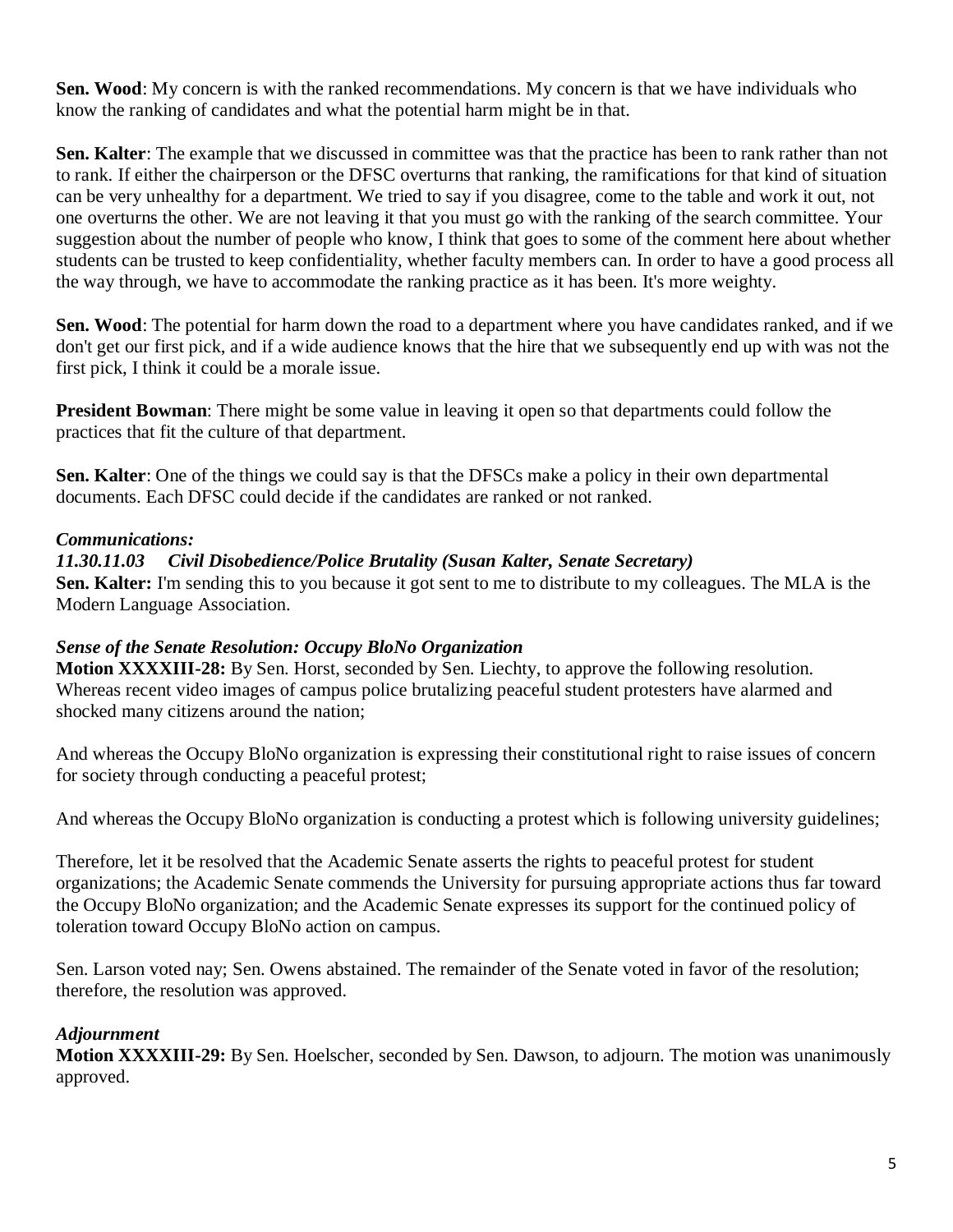**Sen. Wood**: My concern is with the ranked recommendations. My concern is that we have individuals who know the ranking of candidates and what the potential harm might be in that.

**Sen. Kalter**: The example that we discussed in committee was that the practice has been to rank rather than not to rank. If either the chairperson or the DFSC overturns that ranking, the ramifications for that kind of situation can be very unhealthy for a department. We tried to say if you disagree, come to the table and work it out, not one overturns the other. We are not leaving it that you must go with the ranking of the search committee. Your suggestion about the number of people who know, I think that goes to some of the comment here about whether students can be trusted to keep confidentiality, whether faculty members can. In order to have a good process all the way through, we have to accommodate the ranking practice as it has been. It's more weighty.

**Sen. Wood**: The potential for harm down the road to a department where you have candidates ranked, and if we don't get our first pick, and if a wide audience knows that the hire that we subsequently end up with was not the first pick, I think it could be a morale issue.

**President Bowman**: There might be some value in leaving it open so that departments could follow the practices that fit the culture of that department.

**Sen. Kalter**: One of the things we could say is that the DFSCs make a policy in their own departmental documents. Each DFSC could decide if the candidates are ranked or not ranked.

### *Communications:*

***11.30.11.03 Civil Disobedience/Police Brutality (Susan Kalter, Senate Secretary)***

**Sen. Kalter:** I'm sending this to you because it got sent to me to distribute to my colleagues. The MLA is the Modern Language Association.

### *Sense of the Senate Resolution: Occupy BloNo Organization*

**Motion XXXXIII-28:** By Sen. Horst, seconded by Sen. Liechty, to approve the following resolution. Whereas recent video images of campus police brutalizing peaceful student protesters have alarmed and shocked many citizens around the nation;

And whereas the Occupy BloNo organization is expressing their constitutional right to raise issues of concern for society through conducting a peaceful protest;

And whereas the Occupy BloNo organization is conducting a protest which is following university guidelines;

Therefore, let it be resolved that the Academic Senate asserts the rights to peaceful protest for student organizations; the Academic Senate commends the University for pursuing appropriate actions thus far toward the Occupy BloNo organization; and the Academic Senate expresses its support for the continued policy of toleration toward Occupy BloNo action on campus.

Sen. Larson voted nay; Sen. Owens abstained. The remainder of the Senate voted in favor of the resolution; therefore, the resolution was approved.

### *Adjournment*

**Motion XXXXIII-29:** By Sen. Hoelscher, seconded by Sen. Dawson, to adjourn. The motion was unanimously approved.